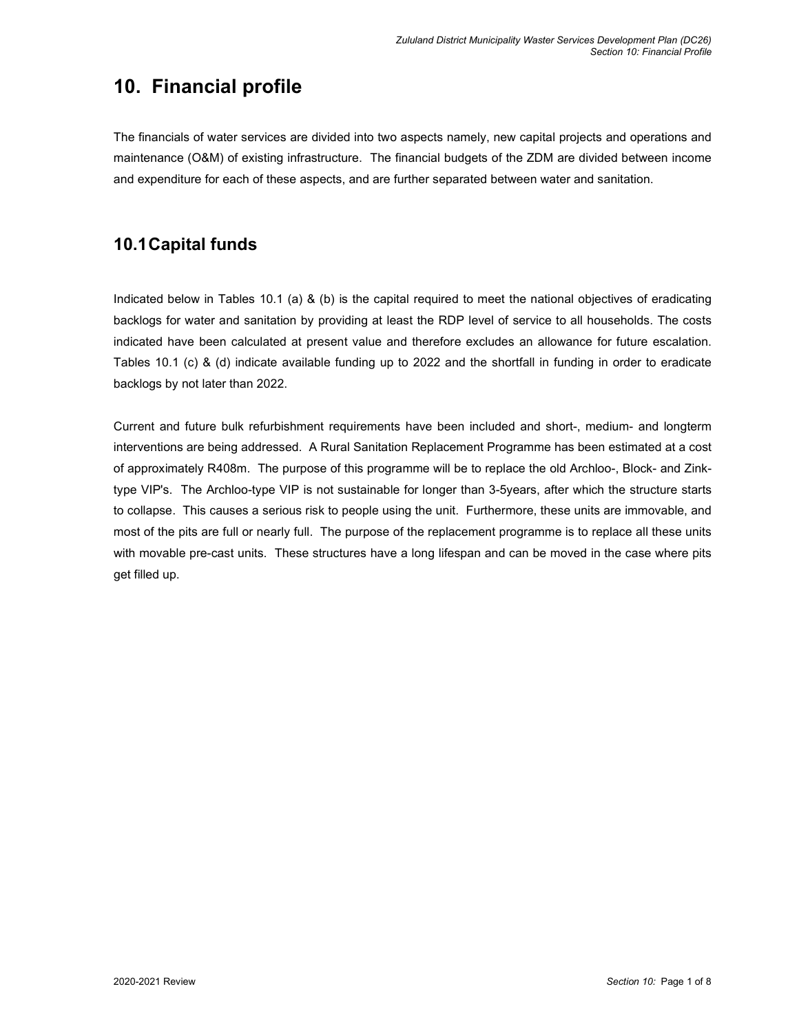# 10. Financial profile

The financials of water services are divided into two aspects namely, new capital projects and operations and maintenance (O&M) of existing infrastructure. The financial budgets of the ZDM are divided between income and expenditure for each of these aspects, and are further separated between water and sanitation.

## 10.1 Capital funds

Indicated below in Tables 10.1 (a) & (b) is the capital required to meet the national objectives of eradicating backlogs for water and sanitation by providing at least the RDP level of service to all households. The costs indicated have been calculated at present value and therefore excludes an allowance for future escalation. Tables 10.1 (c) & (d) indicate available funding up to 2022 and the shortfall in funding in order to eradicate backlogs by not later than 2022.

Current and future bulk refurbishment requirements have been included and short-, medium- and longterm interventions are being addressed. A Rural Sanitation Replacement Programme has been estimated at a cost of approximately R408m. The purpose of this programme will be to replace the old Archloo-, Block- and Zink-type VIP's. The Archloo-type VIP is not sustainable for longer than 3-5years, after which the structure starts to collapse. This causes a serious risk to people using the unit. Furthermore, these units are immovable, and most of the pits are full or nearly full. The purpose of the replacement programme is to replace all these units with movable pre-cast units. These structures have a long lifespan and can be moved in the case where pits get filled up.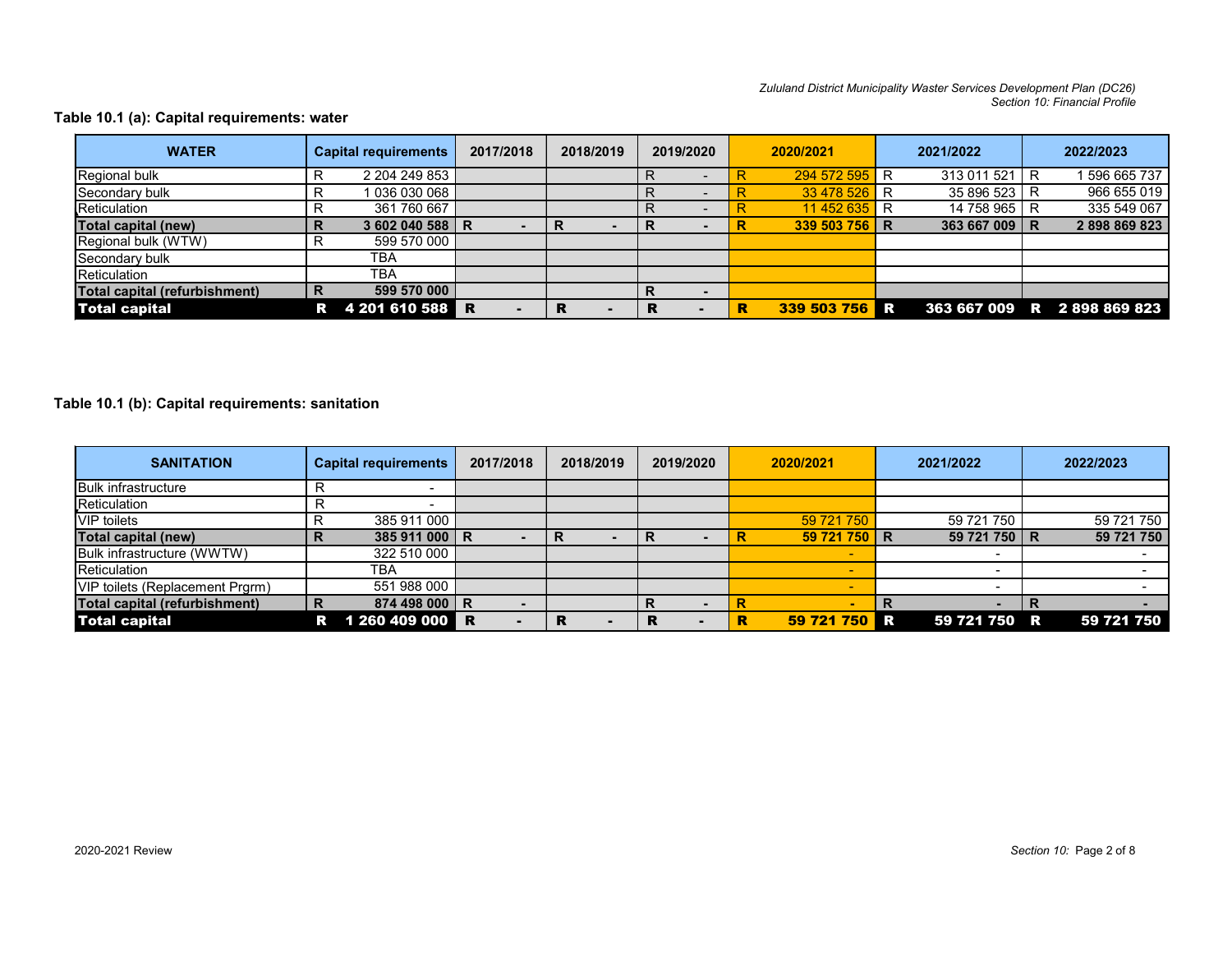### Table 10.1 (a): Capital requirements: water

| WATER | Capital requirements | 2017/2018 | 2018/2019 | 2019/2020 | 2020/2021 | 2021/2022 | 2022/2023 |
|---|---|---|---|---|---|---|---|
| Regional bulk | R 2 204 249 853 | | | R - | R 294 572 595 | R 313 011 521 | R 1 596 665 737 |
| Secondary bulk | R 1 036 030 068 | | | R - | R 33 478 526 | R 35 896 523 | R 966 655 019 |
| Reticulation | R 361 760 667 | | | R - | R 11 452 635 | R 14 758 965 | R 335 549 067 |
| **Total capital (new)** | **R 3 602 040 588** | **R -** | **R -** | **R -** | **R 339 503 756** | **R 363 667 009** | **R 2 898 869 823** |
| Regional bulk (WTW) | R 599 570 000 | | | | | | |
| Secondary bulk | TBA | | | | | | |
| Reticulation | TBA | | | | | | |
| **Total capital (refurbishment)** | **R 599 570 000** | | | **R -** | | | |
| **Total capital** | **R 4 201 610 588** | **R -** | **R -** | **R -** | **R 339 503 756** | **R 363 667 009** | **R 2 898 869 823** |

### Table 10.1 (b): Capital requirements: sanitation

| SANITATION | Capital requirements | 2017/2018 | 2018/2019 | 2019/2020 | 2020/2021 | 2021/2022 | 2022/2023 |
|---|---|---|---|---|---|---|---|
| Bulk infrastructure | R - | | | | | | |
| Reticulation | R - | | | | | | |
| VIP toilets | R 385 911 000 | | | | 59 721 750 | 59 721 750 | 59 721 750 |
| **Total capital (new)** | **R 385 911 000** | **R -** | **R -** | **R -** | **R 59 721 750** | **R 59 721 750** | **R 59 721 750** |
| Bulk infrastructure (WWTW) | 322 510 000 | | | | - | - | - |
| Reticulation | TBA | | | | - | - | - |
| VIP toilets (Replacement Prgrm) | 551 988 000 | | | | - | - | - |
| **Total capital (refurbishment)** | **R 874 498 000** | **R -** | | **R -** | **R -** | **R -** | **R -** |
| **Total capital** | **R 1 260 409 000** | **R -** | **R -** | **R -** | **R 59 721 750** | **R 59 721 750** | **R 59 721 750** |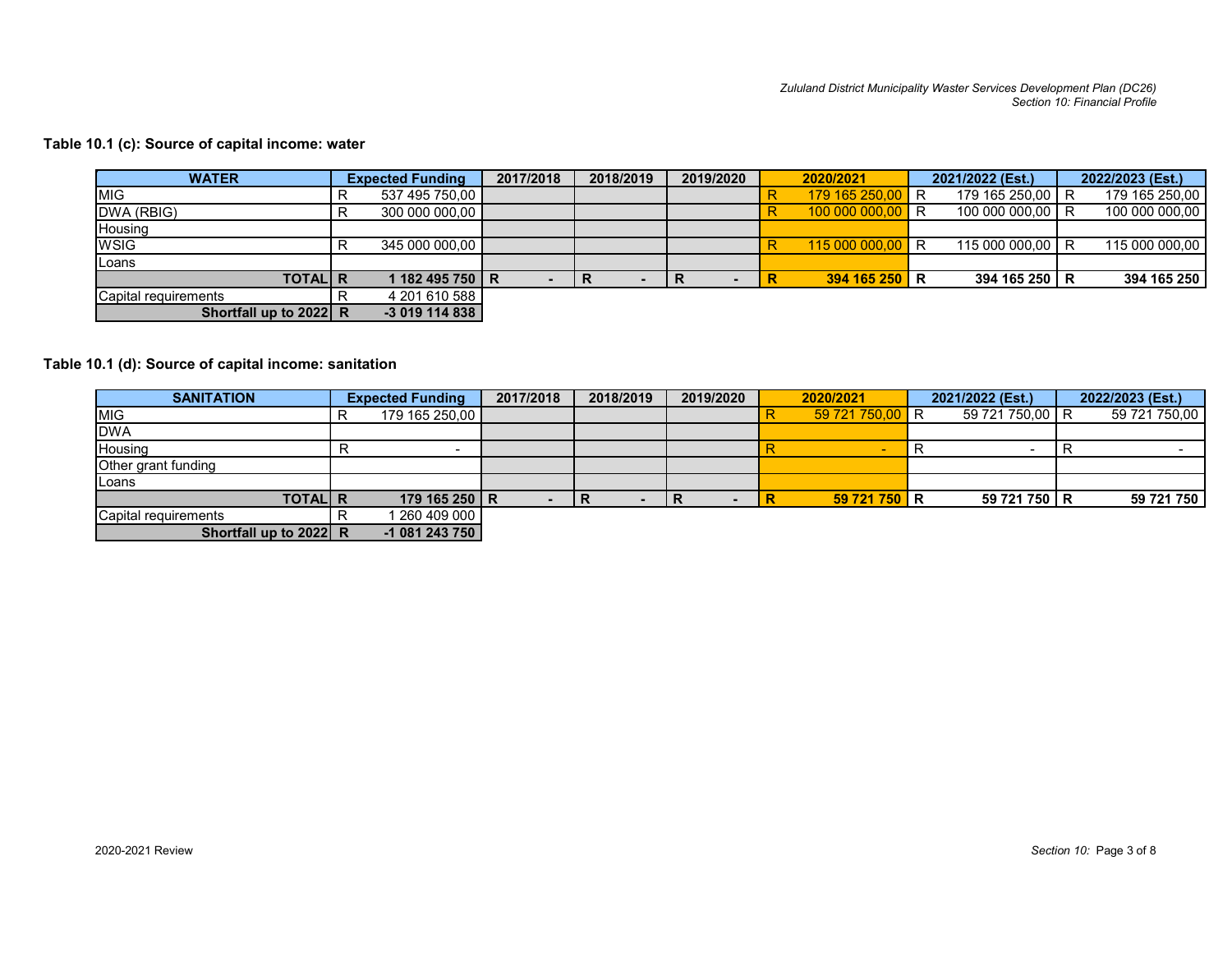**Table 10.1 (c): Source of capital income: water**

| WATER | Expected Funding | 2017/2018 | 2018/2019 | 2019/2020 | 2020/2021 | 2021/2022 (Est.) | 2022/2023 (Est.) |
|---|---|---|---|---|---|---|---|
| MIG | R 537 495 750,00 | | | | R 179 165 250,00 | R 179 165 250,00 | R 179 165 250,00 |
| DWA (RBIG) | R 300 000 000,00 | | | | R 100 000 000,00 | R 100 000 000,00 | R 100 000 000,00 |
| Housing | | | | | | | |
| WSIG | R 345 000 000,00 | | | | R 115 000 000,00 | R 115 000 000,00 | R 115 000 000,00 |
| Loans | | | | | | | |
| **TOTAL** | **R 1 182 495 750** | **R -** | **R -** | **R -** | **R 394 165 250** | **R 394 165 250** | **R 394 165 250** |
| Capital requirements | R 4 201 610 588 | | | | | | |
| **Shortfall up to 2022** | **R -3 019 114 838** | | | | | | |

**Table 10.1 (d): Source of capital income: sanitation**

| SANITATION | Expected Funding | 2017/2018 | 2018/2019 | 2019/2020 | 2020/2021 | 2021/2022 (Est.) | 2022/2023 (Est.) |
|---|---|---|---|---|---|---|---|
| MIG | R 179 165 250,00 | | | | R 59 721 750,00 | R 59 721 750,00 | R 59 721 750,00 |
| DWA | | | | | | | |
| Housing | R - | | | | R - | R - | R - |
| Other grant funding | | | | | | | |
| Loans | | | | | | | |
| **TOTAL** | **R 179 165 250** | **R -** | **R -** | **R -** | **R 59 721 750** | **R 59 721 750** | **R 59 721 750** |
| Capital requirements | R 1 260 409 000 | | | | | | |
| **Shortfall up to 2022** | **R -1 081 243 750** | | | | | | |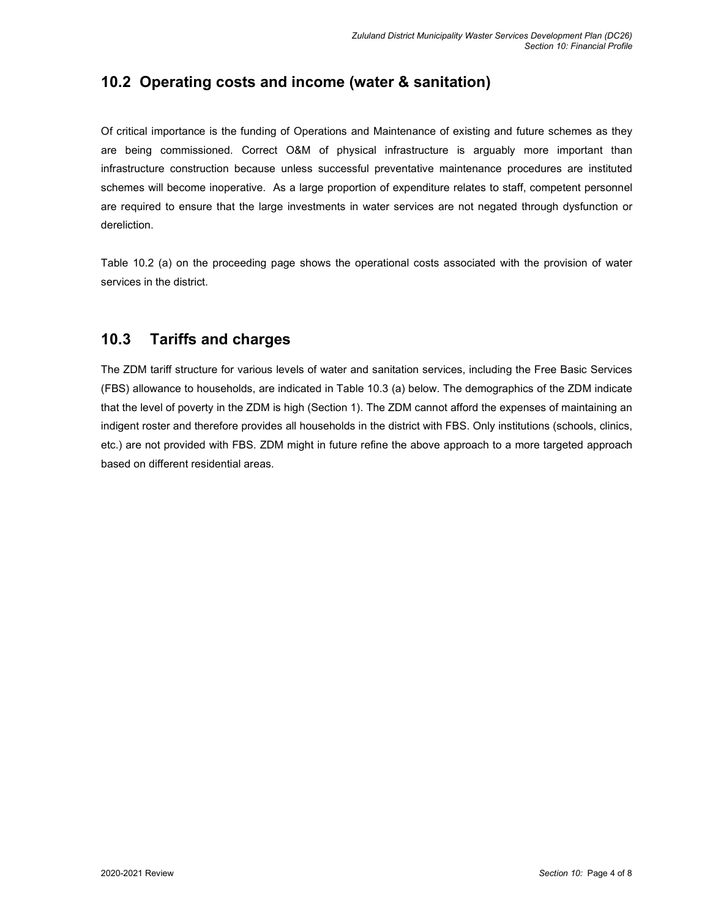## 10.2 Operating costs and income (water & sanitation)

Of critical importance is the funding of Operations and Maintenance of existing and future schemes as they are being commissioned. Correct O&M of physical infrastructure is arguably more important than infrastructure construction because unless successful preventative maintenance procedures are instituted schemes will become inoperative. As a large proportion of expenditure relates to staff, competent personnel are required to ensure that the large investments in water services are not negated through dysfunction or dereliction.

Table 10.2 (a) on the proceeding page shows the operational costs associated with the provision of water services in the district.

## 10.3 Tariffs and charges

The ZDM tariff structure for various levels of water and sanitation services, including the Free Basic Services (FBS) allowance to households, are indicated in Table 10.3 (a) below. The demographics of the ZDM indicate that the level of poverty in the ZDM is high (Section 1). The ZDM cannot afford the expenses of maintaining an indigent roster and therefore provides all households in the district with FBS. Only institutions (schools, clinics, etc.) are not provided with FBS. ZDM might in future refine the above approach to a more targeted approach based on different residential areas.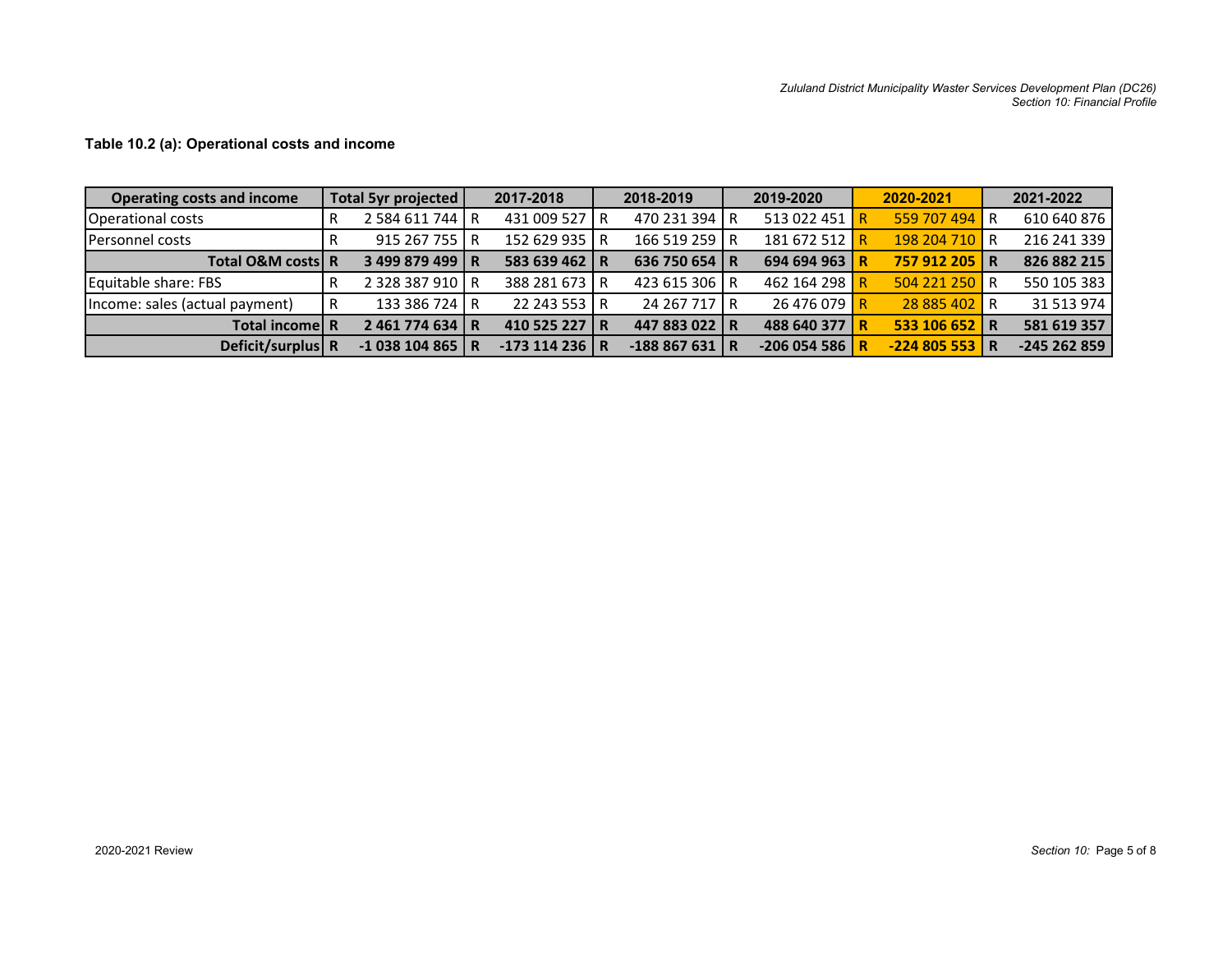**Table 10.2 (a): Operational costs and income**

| Operating costs and income | Total 5yr projected | 2017-2018 | 2018-2019 | 2019-2020 | 2020-2021 | 2021-2022 |
|---|---|---|---|---|---|---|
| Operational costs | R 2 584 611 744 | R 431 009 527 | R 470 231 394 | R 513 022 451 | R 559 707 494 | R 610 640 876 |
| Personnel costs | R 915 267 755 | R 152 629 935 | R 166 519 259 | R 181 672 512 | R 198 204 710 | R 216 241 339 |
| **Total O&M costs** | **R 3 499 879 499** | **R 583 639 462** | **R 636 750 654** | **R 694 694 963** | **R 757 912 205** | **R 826 882 215** |
| Equitable share: FBS | R 2 328 387 910 | R 388 281 673 | R 423 615 306 | R 462 164 298 | R 504 221 250 | R 550 105 383 |
| Income: sales (actual payment) | R 133 386 724 | R 22 243 553 | R 24 267 717 | R 26 476 079 | R 28 885 402 | R 31 513 974 |
| **Total income** | **R 2 461 774 634** | **R 410 525 227** | **R 447 883 022** | **R 488 640 377** | **R 533 106 652** | **R 581 619 357** |
| **Deficit/surplus** | **R -1 038 104 865** | **R -173 114 236** | **R -188 867 631** | **R -206 054 586** | **R -224 805 553** | **R -245 262 859** |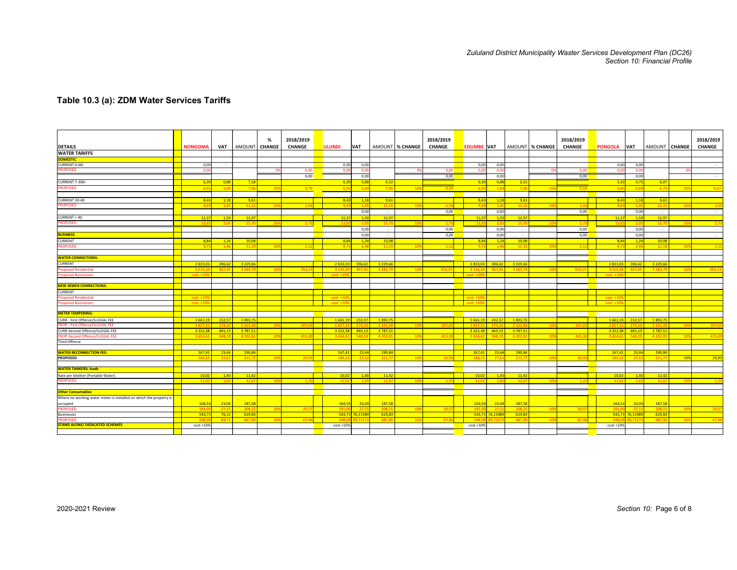## Table 10.3 (a): ZDM Water Services Tariffs

| DETAILS | NONGOMA | VAT | AMOUNT | % CHANGE | 2018/2019 CHANGE | ULUNDI | VAT | AMOUNT | % CHANGE | 2018/2019 CHANGE | EDUMBE | VAT | AMOUNT | % CHANGE | 2018/2019 CHANGE | PONGOLA | VAT | AMOUNT | CHANGE | 2018/2019 CHANGE |
|---|---|---|---|---|---|---|---|---|---|---|---|---|---|---|---|---|---|---|---|---|
| WATER TARIFFS | | | | | | | | | | | | | | | | | | | | |
| DOMESTIC | | | | | | | | | | | | | | | | | | | | |
| CURRENT 0-6kl | 0,00 | - | | | | 0,00 | 0,00 | | | | 0,00 | 0,00 | | | | 0,00 | 0,00 | | | - |
| PROPOSED | 0,00 | - | | 0% | 0,00 | 0,00 | 0,00 | | 0% | 0,00 | 0,00 | 0,00 | | 0% | 0,00 | 0,00 | 0,00 | | 0% | - |
| | | | | | 0,00 | | 0,00 | | | 0,00 | | 0,00 | | | 0,00 | | 0,00 | | | - |
| CURRENT 7-30kl | 6,30 | 0,88 | 7,18 | | | 6,30 | 0,88 | 6,52 | | | 6,30 | 0,88 | 6,52 | | | 5,32 | 0,75 | 6,07 | | |
| PROPOSED | 6,93 | 1,04 | 7,96 | 10% | 0,79 | 6,93 | 1,04 | 7,96 | 10% | 0,59 | 6,93 | 1,04 | 7,96 | 10% | 0,59 | 5,85 | 0,88 | 6,73 | 10% | 0,67 |
| CURRENT 30-40 | 8,43 | 1,18 | 9,61 | | | 8,43 | 1,18 | 9,61 | | | 8,43 | 1,18 | 9,61 | | | 8,43 | 1,18 | 9,61 | | |
| PROPOSED | 9,69 | 1,45 | 11,15 | 15% | 1,54 | 9,69 | 1,45 | 11,15 | 10% | 1,54 | 9,69 | 1,45 | 11,15 | 10% | 1,54 | 9,69 | 1,45 | 11,15 | 10% | 1,54 |
| | | | | | | | 0,00 | - | | 0,00 | | 0,00 | - | | 0,00 | | 0,00 | - | | - |
| CURRENT > 40 | 11,37 | 1,59 | 12,97 | | | 11,37 | 1,59 | 12,97 | | | 11,37 | 1,59 | 12,97 | | | 11,37 | 1,59 | 12,97 | | |
| PROPOSED | 13,65 | 2,05 | 15,70 | 20% | 2,73 | 13,65 | 2,05 | 15,70 | 10% | 2,73 | 13,65 | 2,05 | 15,70 | 10% | 2,73 | 13,65 | 2,05 | 15,70 | 10% | 2,73 |
| | | | | | | | 0,00 | - | | 0,00 | | 0,00 | - | | 0,00 | | 0,00 | - | | - |
| BUSINESS | | | | | | | 0,00 | - | | 0,00 | | 0,00 | - | | 0,00 | | 0,00 | - | | - |
| CURRENT | 8,84 | 1,24 | 10,08 | | | 8,84 | 1,24 | 10,08 | | | 8,84 | 1,24 | 10,08 | | | 8,84 | 1,24 | 10,08 | | |
| PROPOSED | 9,73 | 1,46 | 11,19 | 10% | 1,11 | 9,73 | 1,46 | 11,19 | 10% | 1,11 | 9,73 | 1,46 | 11,19 | 10% | 1,11 | 9,73 | 1,46 | 11,19 | 10% | 1,11 |
| WATER CONNECTIONS: | | | | | | | | | | | | | | | | | | | | |
| CURRENT | 2 833,03 | 396,62 | 3 229,66 | | | 2 833,03 | 396,62 | 3 229,66 | | | 2 833,03 | 396,62 | 3 229,66 | | | 2 833,03 | 396,62 | 3 229,66 | | |
| Proposed Residential | 3 116,34 | 467,45 | 3 583,79 | 10% | 354,13 | 3 116,34 | 467,45 | 3 583,79 | 10% | 354,13 | 3 116,34 | 467,45 | 3 583,79 | 10% | 354,13 | 3 116,34 | 467,45 | 3 583,79 | 10% | 354,13 |
| Proposed Businesses | cost +10% | | | | | cost +10% | | | | | cost +10% | | | | | cost +10% | | | | |
| NEW SEWER CONNECTIONS: | | | | | | | | | | | | | | | | | | | | |
| CURRENT | | | | | | | | | | | | | | | | | | | | |
| Proposed Residential | cost +10% | | | | | cost +10% | | | | | cost +10% | | | | | cost +10% | | | | |
| Proposed Businesses | cost +10% | | | | | cost +10% | | | | | cost +10% | | | | | cost +10% | | | | |
| METER TEMPERING: | | | | | | | | | | | | | | | | | | | | |
| CURR - First Offence/ILLEGAL FEE | 1 661,19 | 232,57 | 1 893,75 | | | 1 661,19 | 232,57 | 1 893,75 | | | 1 661,19 | 232,57 | 1 893,75 | | | 1 661,19 | 232,57 | 1 893,75 | | |
| PROP - First Offence/ILLEGAL FEE | 1 827,31 | 274,10 | 2 101,40 | 10% | 207,65 | 1 827,31 | 274,10 | 2 101,40 | 10% | 207,65 | 1 827,31 | 274,10 | 2 101,40 | 10% | 207,65 | 1 827,31 | 274,10 | 2 101,40 | 10% | 207,65 |
| CURR-Second Offence/ILLEGAL FEE | 3 322,38 | 465,13 | 3 787,51 | | | 3 322,38 | 465,13 | 3 787,51 | | | 3 322,38 | 465,13 | 3 787,51 | | | 3 322,38 | 465,13 | 3 787,51 | | |
| PROP-Second Offence/ILLEGAL FEE | 3 654,61 | 548,19 | 4 202,81 | 10% | 415,30 | 3 654,61 | 548,19 | 4 202,81 | 10% | 415,30 | 3 654,61 | 548,19 | 4 202,81 | 10% | 415,30 | 3 654,61 | 548,19 | 4 202,81 | 10% | 415,30 |
| Third Offence | | | | | | | | | | | | | | | | | | | | |
| WATER RECONNECTION FEE: | 167,41 | 23,44 | 190,84 | | | 167,41 | 23,44 | 190,84 | | | 167,41 | 23,44 | 190,84 | | | 167,41 | 23,44 | 190,84 | | |
| PROPOSED | 184,15 | 27,62 | 211,77 | 10% | 20,93 | 184,15 | 27,62 | 211,77 | 10% | 20,93 | 184,15 | 27,62 | 211,77 | 10% | 20,93 | 184,15 | 27,62 | 211,77 | 10% | 20,93 |
| WATER TANKERS: loads | | | | | | | | | | | | | | | | | | | | |
| Rate per kiloliter (Portable Water) | 10,02 | 1,40 | 11,42 | | | 10,02 | 1,40 | 11,42 | | | 10,02 | 1,40 | 11,42 | | | 10,02 | 1,40 | 11,42 | | |
| PROPOSED | 11,02 | 1,65 | 12,67 | 10% | 1,25 | 11,02 | 1,65 | 12,67 | 10% | 1,25 | 11,02 | 1,65 | 12,67 | 10% | 1,25 | 11,02 | 1,65 | 12,67 | 10% | 1,25 |
| Other Consumables | | | | | | | | | | | | | | | | | | | | |
| Where no working water meter is installed on which the property is occupied | 164,54 | 23,04 | 187,58 | | | 164,54 | 23,04 | 187,58 | | | 164,54 | 23,04 | 187,58 | | | 164,54 | 23,04 | 187,58 | | |
| PROPOSED | 181,00 | 27,15 | 208,15 | 10% | 20,57 | 181,00 | 27,15 | 208,15 | 10% | 20,57 | 181,00 | 27,15 | 208,15 | 10% | 20,57 | 181,00 | 27,15 | 208,15 | 10% | 20,57 |
| Businesses | 543,71 | 76,12 | 619,83 | | | 543,71 | 76,11989 | 619,83 | | | 543,71 | 76,11989 | 619,83 | | | 543,71 | 76,11989 | 619,83 | | |
| PROPOSED | 598,08 | 89,71 | 687,80 | 10% | 67,96 | 598,08 | 89,71273 | 687,80 | 10% | 67,96 | 598,08 | 89,71273 | 687,80 | 10% | 67,96 | 598,08 | 89,71273 | 687,80 | 10% | 67,96 |
| STAND ALONE/ DEDICATED SCHEMES | cost +10% | | | | | cost +10% | | | | | cost +10% | | | | | cost +10% | | | | |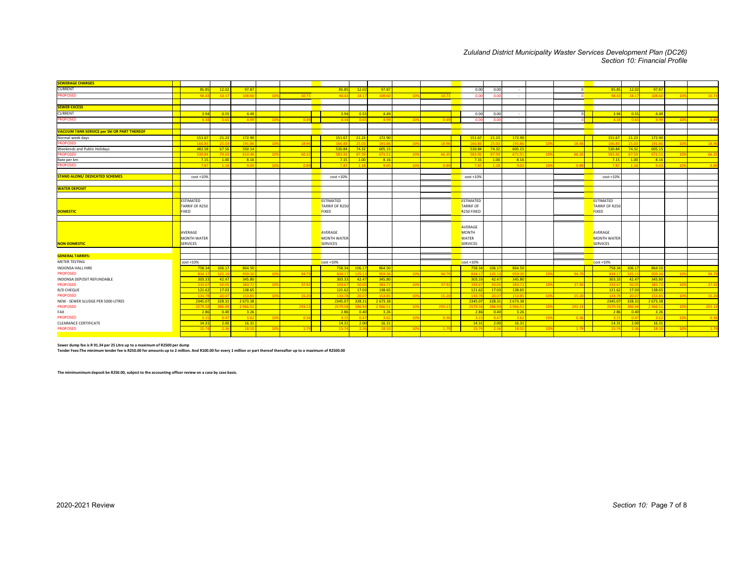| SEWERAGE CHARGES | | | | | | | | | | | | | | | | | | | | |
|---|---|---|---|---|---|---|---|---|---|---|---|---|---|---|---|---|---|---|---|---|
| CURRENT | 85.85 | 12.02 | 97.87 | | | 85.85 | 12.02 | 97.87 | | | 0.00 | 0.00 | - | | 0 | 85.85 | 12.02 | 97.87 | | |
| PROPOSED | 94.43 | 14.17 | 108.60 | 10% | 10.73 | 94.43 | 14.17 | 108.60 | 10% | 10.73 | 0.00 | 0.00 | - | | 0 | 94.43 | 14.17 | 108.60 | 10% | 10.73 |
| **SEWER EXCESS** | | | | | | | | | | | | | | | | | | | | |
| CURRENT | 3.94 | 0.55 | 4.49 | | | 3.94 | 0.55 | 4.49 | | | 0.00 | 0.00 | - | | 0 | 3.94 | 0.55 | 4.49 | | |
| PROPOSED | 4.34 | 0.65 | 4.99 | 10% | 0.49 | 4.34 | 0.65 | 4.99 | 10% | 0.49 | 0.00 | 0.00 | - | | 0 | 4.34 | 0.65 | 4.99 | 10% | 0.49 |
| **VACUUM TANK SERVICE per 5kl OR PART THEREOF** | | | | | | | | | | | | | | | | | | | | |
| Normal week days | 151.67 | 21.23 | 172.90 | | | 151.67 | 21.23 | 172.90 | | | 151.67 | 21.23 | 172.90 | | | 151.67 | 21.23 | 172.90 | | |
| PROPOSED | 166.83 | 25.03 | 191.86 | 10% | 18.96 | 166.83 | 25.03 | 191.86 | 10% | 18.96 | 166.83 | 25.03 | 191.86 | 10% | 18.96 | 166.83 | 25.03 | 191.86 | 10% | 18.96 |
| Weekends and Public Holidays | 482.58 | 67.56 | 550.14 | | | 530.84 | 74.32 | 605.15 | | | 530.84 | 74.32 | 605.15 | | | 530.84 | 74.32 | 605.15 | | |
| PROPOSED | 530.84 | 79.63 | 610.46 | 10% | 60.32 | 583.92 | 87.59 | 671.51 | 10% | 66.35 | 583.92 | 87.59 | 671.51 | 10% | 66.35 | 583.92 | 87.59 | 671.51 | 10% | 66.35 |
| Rate per km | 7.15 | 1.00 | 8.16 | | | 7.15 | 1.00 | 8.16 | | | 7.15 | 1.00 | 8.16 | | | 7.15 | 1.00 | 8.16 | | |
| PROPOSED | 7.87 | 1.18 | 9.05 | 10% | 0.89 | 7.87 | 1.18 | 9.05 | 10% | 0.89 | 7.87 | 1.18 | 9.05 | 10% | 0.89 | 7.87 | 1.18 | 9.05 | 10% | 0.89 |
| **STAND ALONE/ DEDICATED SCHEMES** | cost +10% | | | | | cost +10% | | | | | cost +10% | | | | | cost +10% | | | | |
| **WATER DEPOSIT** | | | | | | | | | | | | | | | | | | | | |
| **DOMESTIC** | ESTIMATED TARRIF OF R250 FIXED | | | | | ESTIMATED TARRIF OF R250 FIXED | | | | | ESTIMATED TARRIF OF R250 FIXED | | | | | ESTIMATED TARRIF OF R250 FIXED | | | | |
| **NON DOMESTIC** | AVERAGE MONTH WATER SERVICES | | | | | AVERAGE MONTH WATER SERVICES | | | | | AVERAGE MONTH WATER SERVICES | | | | | AVERAGE MONTH WATER SERVICES | | | | |
| **GENERAL TARRIFS:** | | | | | | | | | | | | | | | | | | | | |
| METER TESTING | cost +10% | | | | | cost +10% | | | | | cost +10% | | | | | cost +10% | | | | |
| INDONSA HALL HIRE | 758.34 | 106.17 | 864.50 | | | 758.34 | 106.17 | 864.50 | | | 758.34 | 106.17 | 864.50 | | | 758.34 | 106.17 | 864.50 | | |
| PROPOSED | 834.17 | 125.13 | 959.30 | 10% | 94.79 | 834.17 | 125.13 | 959.30 | 10% | 94.79 | 834.17 | 125.13 | 959.30 | 10% | 94.79 | 834.17 | 125.13 | 959.30 | 10% | 94.79 |
| INDONSA DEPOSIT REFUNDABLE | 303.33 | 42.47 | 345.80 | | | 303.33 | 42.47 | 345.80 | | | 303.33 | 42.47 | 345.80 | | | 303.33 | 42.47 | 345.80 | | |
| PROPOSED | 333.67 | 50.05 | 383.72 | 10% | 37.92 | 333.67 | 50.05 | 383.72 | 10% | 37.92 | 333.67 | 50.05 | 383.72 | 10% | 37.92 | 333.67 | 50.05 | 383.72 | 10% | 37.92 |
| R/D CHEQUE | 121.62 | 17.03 | 138.65 | | | 121.62 | 17.03 | 138.65 | | | 121.62 | 17.03 | 138.65 | | | 121.62 | 17.03 | 138.65 | | |
| PROPOSED | 133.78 | 20.07 | 153.85 | 10% | 15.20 | 133.78 | 20.07 | 153.85 | 10% | 15.20 | 133.78 | 20.07 | 153.85 | 10% | 15.20 | 133.78 | 20.07 | 153.85 | 10% | 15.20 |
| NEW - SEWER SLUDGE PER 5000 LITRES | 2345.07 | 328.31 | 2 673.38 | | | 2345.07 | 328.31 | 2 673.38 | | | 2345.07 | 328.31 | 2 673.38 | | | 2345.07 | 328.31 | 2 673.38 | | |
| PROPOSED | 2579.58 | 386.94 | 2 966.51 | 10% | 293.13 | 2579.58 | 386.94 | 2 966.51 | 10% | 293.13 | 2579.58 | 386.94 | 2 966.51 | 10% | 293.13 | 2579.58 | 386.94 | 2 966.51 | 10% | 293.13 |
| FAX | 2.86 | 0.40 | 3.26 | | | 2.86 | 0.40 | 3.26 | | | 2.86 | 0.40 | 3.26 | | | 2.86 | 0.40 | 3.26 | | |
| PROPOSED | 3.15 | 0.47 | 3.62 | 10% | 0.36 | 3.15 | 0.47 | 3.62 | 10% | 0.36 | 3.15 | 0.47 | 3.62 | 10% | 0.36 | 3.15 | 0.47 | 3.62 | 10% | 0.36 |
| CLEARANCE CERTIFICATE | 14.31 | 2.00 | 16.31 | | | 14.31 | 2.00 | 16.31 | | | 14.31 | 2.00 | 16.31 | | | 14.31 | 2.00 | 16.31 | | |
| PROPOSED | 15.74 | 2.36 | 18.10 | 10% | 1.79 | 15.74 | 2.36 | 18.10 | 10% | 1.79 | 15.74 | 2.36 | 18.10 | 10% | 1.79 | 15.74 | 2.36 | 18.10 | 10% | 1.79 |

**Sewer dump fee is R 91.34 per 25 Litre up to a maximum of R2500 per dump**
**Tender Fees:The minimum tender fee is R250.00 for amounts up to 2 million. And R100.00 for every 1 million or part thereof thereafter up to a maximum of R2500.00**

**The minimunimum deposit be R250.00, subject to the accounting officer review on a case by case basis.**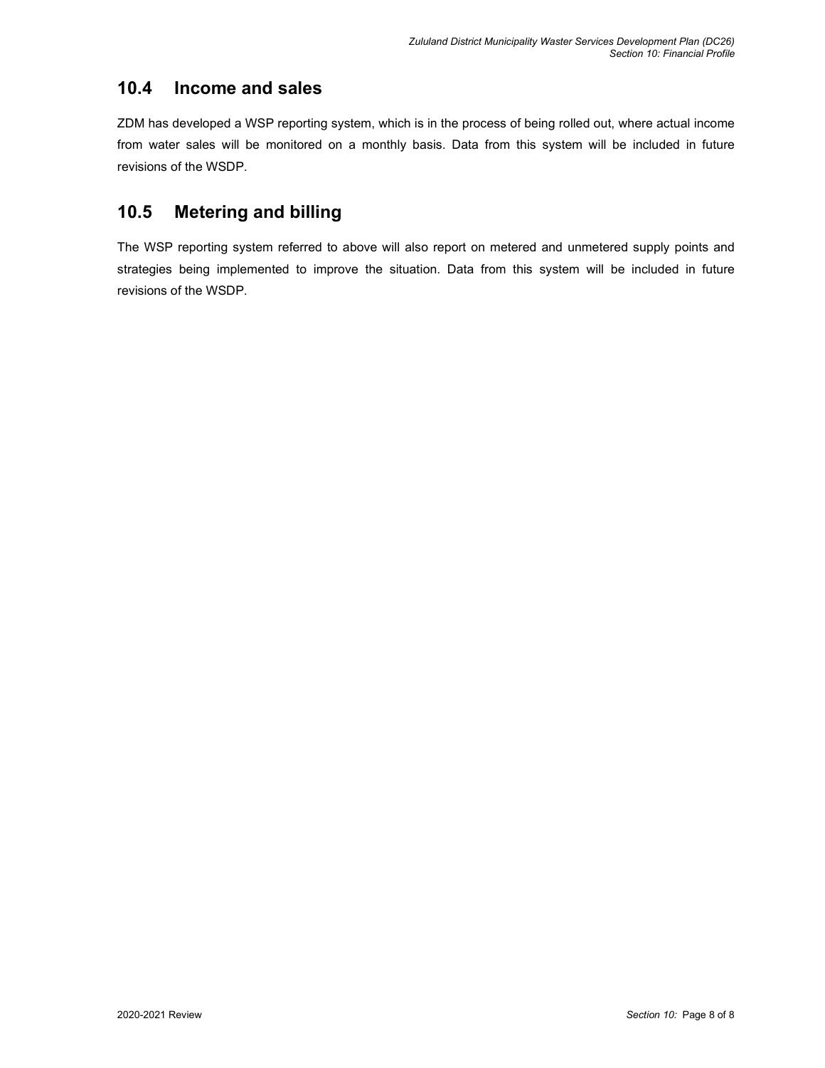## 10.4 Income and sales

ZDM has developed a WSP reporting system, which is in the process of being rolled out, where actual income from water sales will be monitored on a monthly basis. Data from this system will be included in future revisions of the WSDP.

## 10.5 Metering and billing

The WSP reporting system referred to above will also report on metered and unmetered supply points and strategies being implemented to improve the situation. Data from this system will be included in future revisions of the WSDP.